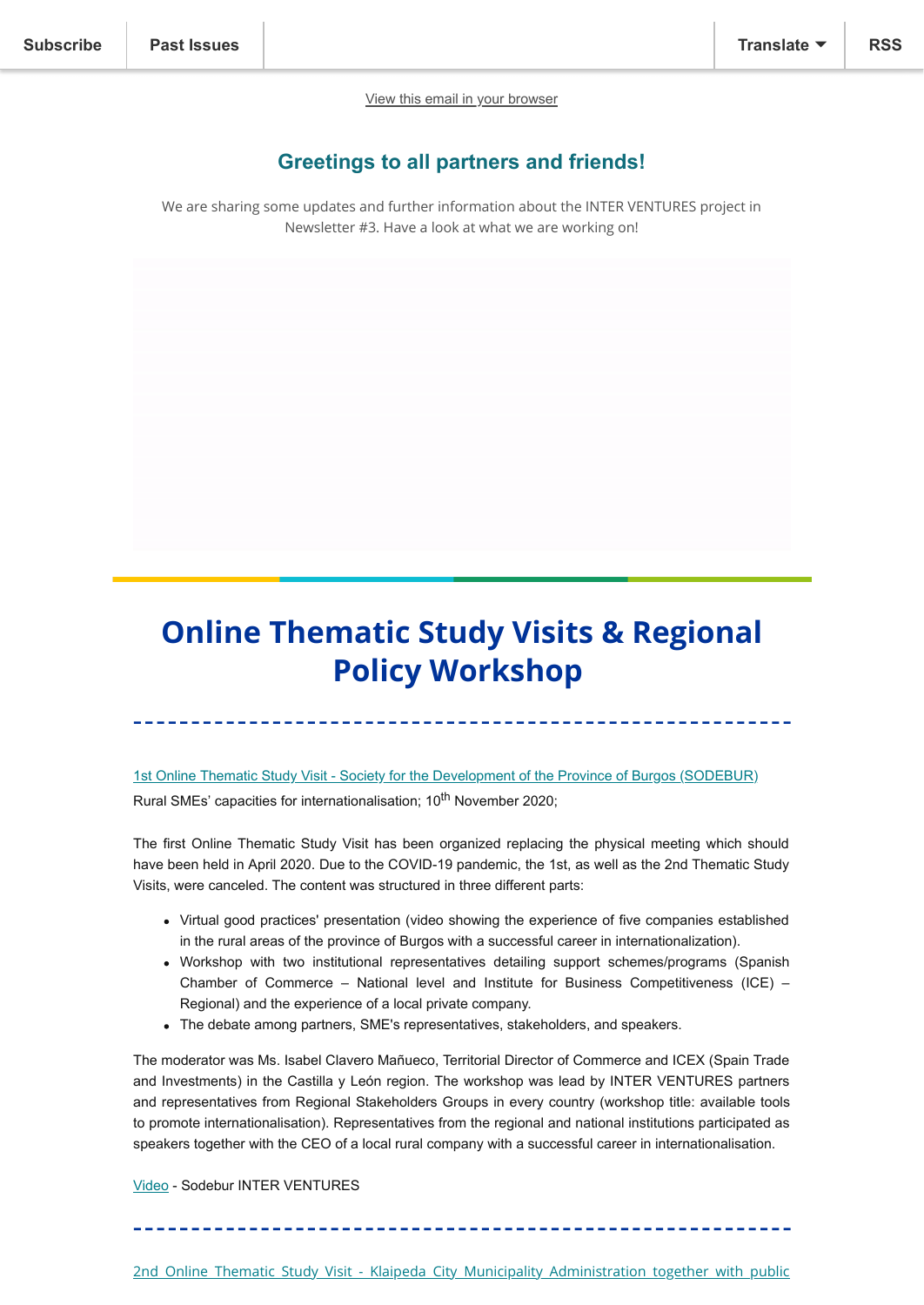Subscribe | Past Issues | Translate | RSS

View this email in your browser

## Greetings to all partners and friends!

We are sharing some updates and further information about the INTER VENTURES project in Newsletter #3. Have a look at what we are working on!

# Online Thematic Study Visits & Regional Policy Workshop

1st Online Thematic Study Visit - Society for the Development of the Province of Burgos (SODEBUR)

Rural SMEs' capacities for internationalisation; 10th November 2020;

The first Online Thematic Study Visit has been organized replacing the physical meeting which should have been held in April 2020. Due to the COVID-19 pandemic, the 1st, as well as the 2nd Thematic Study Visits, were canceled. The content was structured in three different parts:

- Virtual good practices' presentation (video showing the experience of five companies established in the rural areas of the province of Burgos with a successful career in internationalization).
- Workshop with two institutional representatives detailing support schemes/programs (Spanish Chamber of Commerce – National level and Institute for Business Competitiveness (ICE) – Regional) and the experience of a local private company.
- The debate among partners, SME's representatives, stakeholders, and speakers.

The moderator was Ms. Isabel Clavero Mañueco, Territorial Director of Commerce and ICEX (Spain Trade and Investments) in the Castilla y León region. The workshop was lead by INTER VENTURES partners and representatives from Regional Stakeholders Groups in every country (workshop title: available tools to promote internationalisation). Representatives from the regional and national institutions participated as speakers together with the CEO of a local rural company with a successful career in internationalisation.

Video - Sodebur INTER VENTURES

2nd Online Thematic Study Visit - Klaipeda City Municipality Administration together with public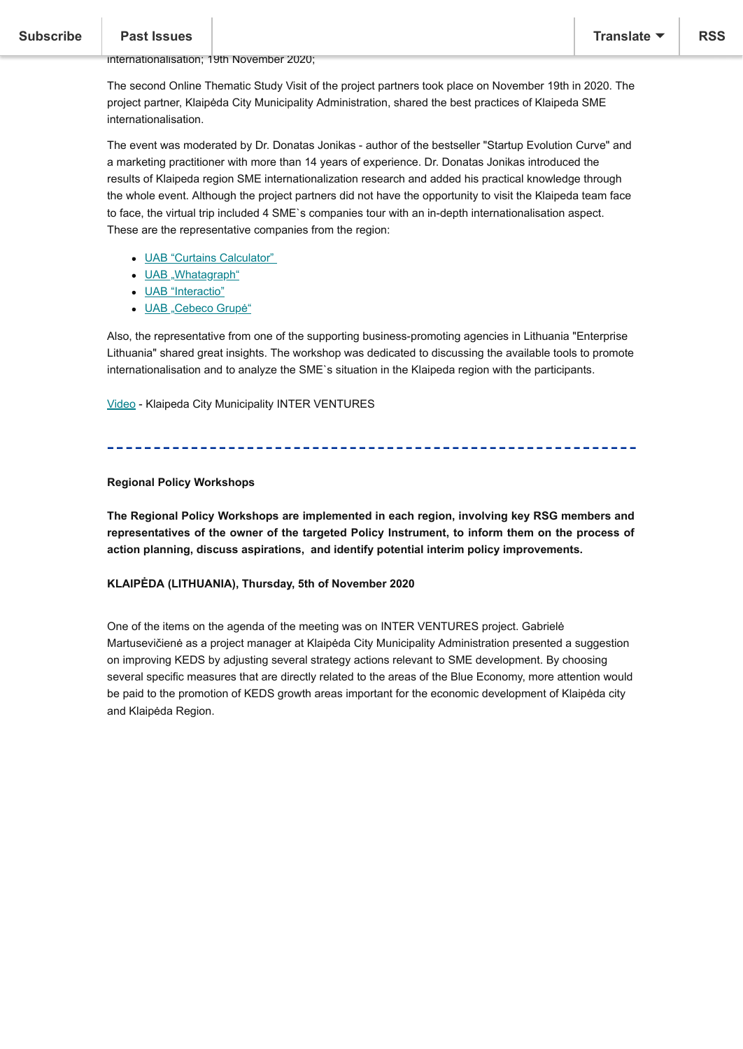internationalisation; 19th November 2020;

The second Online Thematic Study Visit of the project partners took place on November 19th in 2020. The project partner, Klaipėda City Municipality Administration, shared the best practices of Klaipeda SME internationalisation.

The event was moderated by Dr. Donatas Jonikas - author of the bestseller "Startup Evolution Curve" and a marketing practitioner with more than 14 years of experience. Dr. Donatas Jonikas introduced the results of Klaipeda region SME internationalization research and added his practical knowledge through the whole event. Although the project partners did not have the opportunity to visit the Klaipeda team face to face, the virtual trip included 4 SME`s companies tour with an in-depth internationalisation aspect. These are the representative companies from the region:

- UAB “Curtains Calculator”
- UAB „Whatagraph“
- UAB “Interactio”
- UAB „Cebeco Grupė“

Also, the representative from one of the supporting business-promoting agencies in Lithuania "Enterprise Lithuania" shared great insights. The workshop was dedicated to discussing the available tools to promote internationalisation and to analyze the SME`s situation in the Klaipeda region with the participants.

Video - Klaipeda City Municipality INTER VENTURES

---

**Regional Policy Workshops**

**The Regional Policy Workshops are implemented in each region, involving key RSG members and representatives of the owner of the targeted Policy Instrument, to inform them on the process of action planning, discuss aspirations, and identify potential interim policy improvements.**

**KLAIPĖDA (LITHUANIA), Thursday, 5th of November 2020**

One of the items on the agenda of the meeting was on INTER VENTURES project. Gabrielė Martusevičienė as a project manager at Klaipėda City Municipality Administration presented a suggestion on improving KEDS by adjusting several strategy actions relevant to SME development. By choosing several specific measures that are directly related to the areas of the Blue Economy, more attention would be paid to the promotion of KEDS growth areas important for the economic development of Klaipėda city and Klaipėda Region.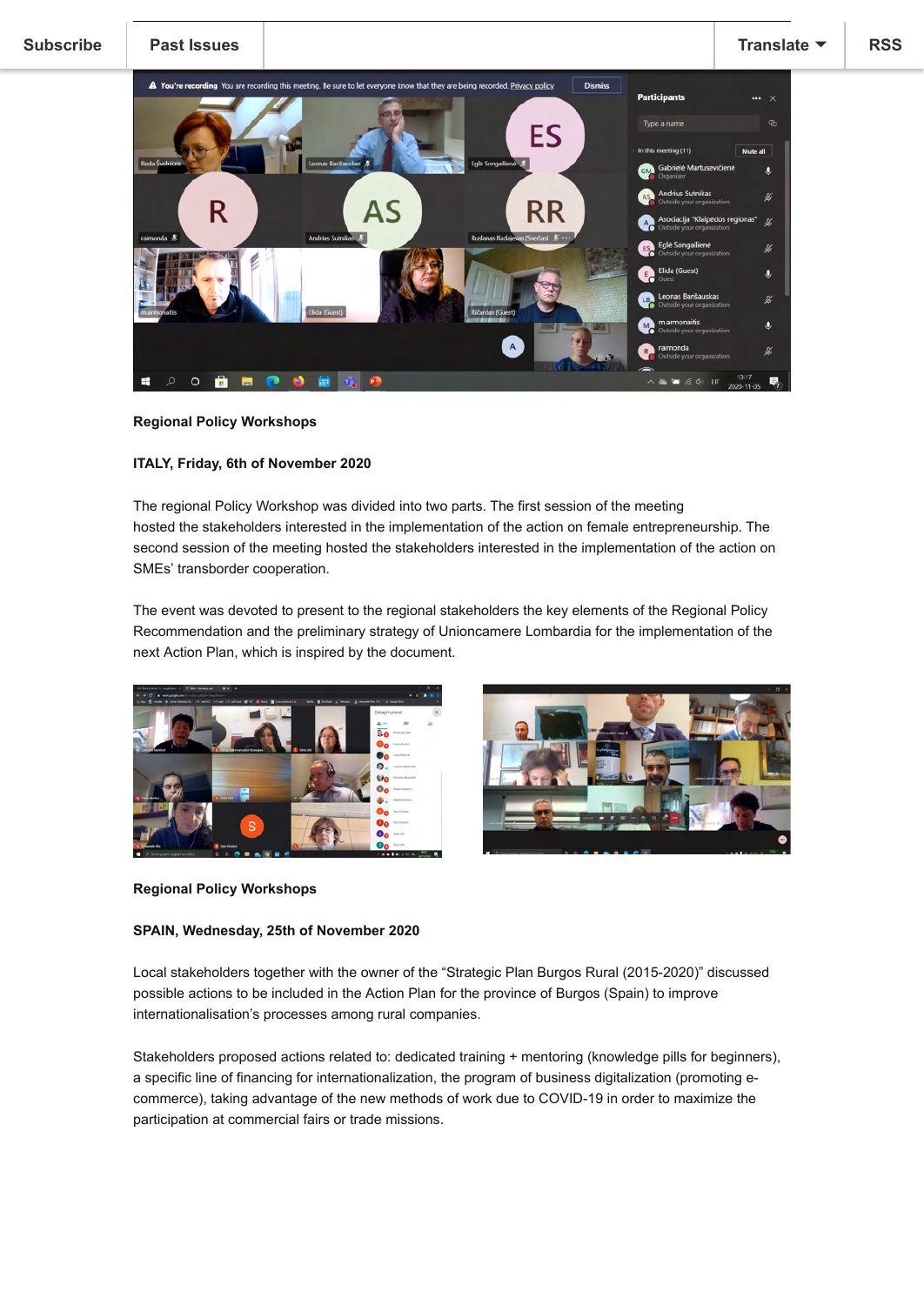Subscribe | Past Issues | Translate | RSS

**Regional Policy Workshops**

**ITALY, Friday, 6th of November 2020**

The regional Policy Workshop was divided into two parts. The first session of the meeting hosted the stakeholders interested in the implementation of the action on female entrepreneurship. The second session of the meeting hosted the stakeholders interested in the implementation of the action on SMEs' transborder cooperation.

The event was devoted to present to the regional stakeholders the key elements of the Regional Policy Recommendation and the preliminary strategy of Unioncamere Lombardia for the implementation of the next Action Plan, which is inspired by the document.

**Regional Policy Workshops**

**SPAIN, Wednesday, 25th of November 2020**

Local stakeholders together with the owner of the "Strategic Plan Burgos Rural (2015-2020)" discussed possible actions to be included in the Action Plan for the province of Burgos (Spain) to improve internationalisation's processes among rural companies.

Stakeholders proposed actions related to: dedicated training + mentoring (knowledge pills for beginners), a specific line of financing for internationalization, the program of business digitalization (promoting e-commerce), taking advantage of the new methods of work due to COVID-19 in order to maximize the participation at commercial fairs or trade missions.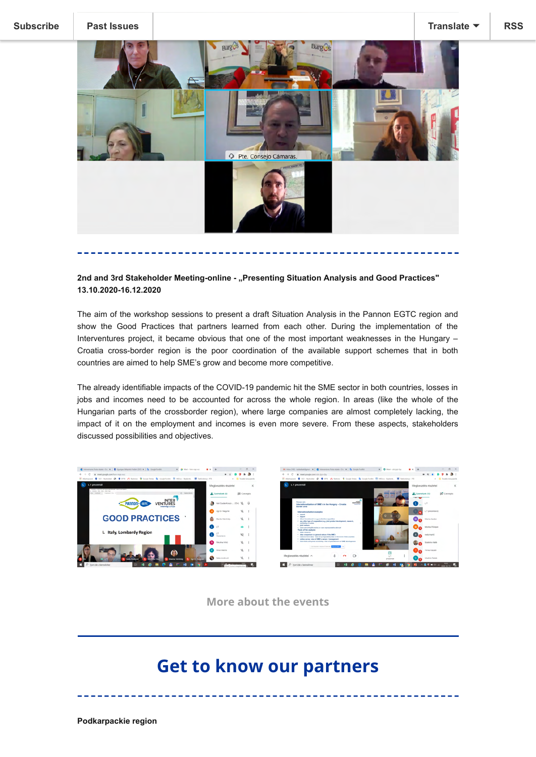**2nd and 3rd Stakeholder Meeting-online - „Presenting Situation Analysis and Good Practices" 13.10.2020-16.12.2020**

The aim of the workshop sessions to present a draft Situation Analysis in the Pannon EGTC region and show the Good Practices that partners learned from each other. During the implementation of the Interventures project, it became obvious that one of the most important weaknesses in the Hungary – Croatia cross-border region is the poor coordination of the available support schemes that in both countries are aimed to help SME's grow and become more competitive.

The already identifiable impacts of the COVID-19 pandemic hit the SME sector in both countries, losses in jobs and incomes need to be accounted for across the whole region. In areas (like the whole of the Hungarian parts of the crossborder region), where large companies are almost completely lacking, the impact of it on the employment and incomes is even more severe. From these aspects, stakeholders discussed possibilities and objectives.

More about the events

# Get to know our partners

**Podkarpackie region**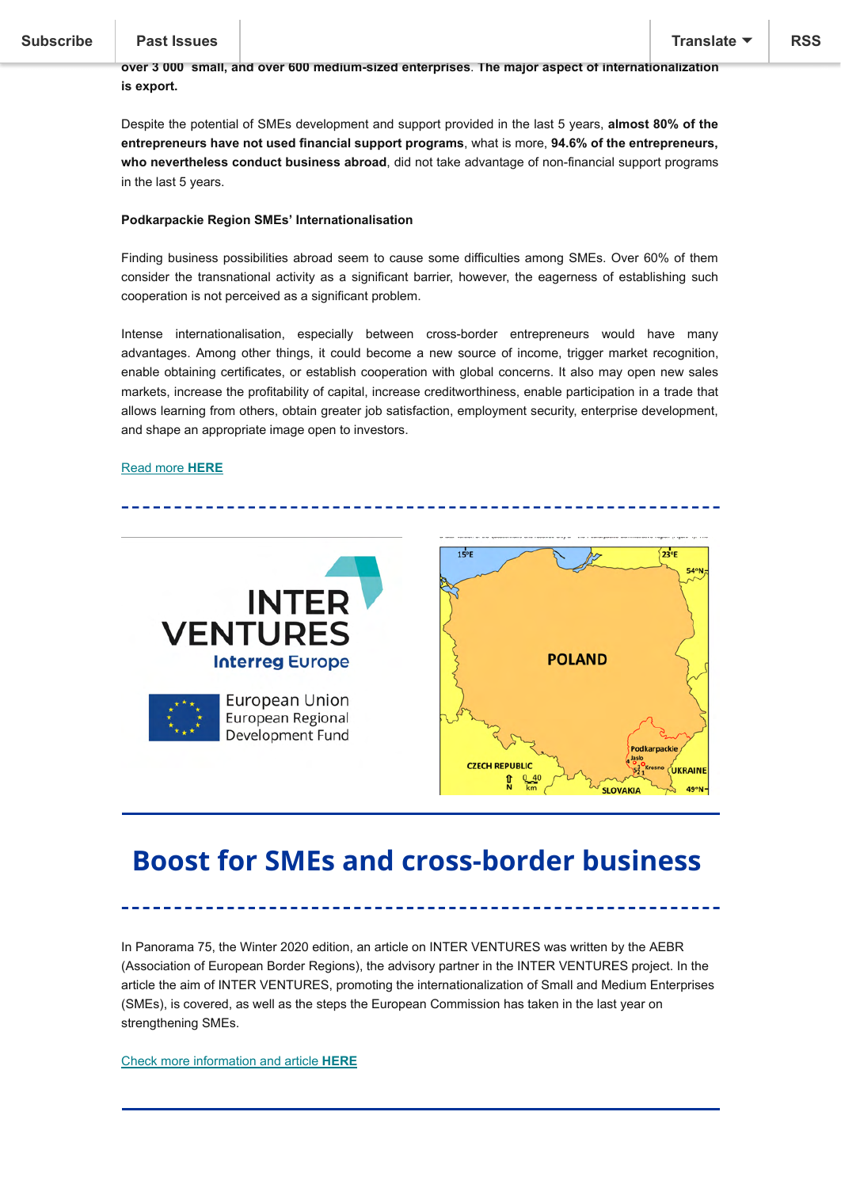**over 3 000 small, and over 600 medium-sized enterprises**. **The major aspect of internationalization is export.**

Despite the potential of SMEs development and support provided in the last 5 years, **almost 80% of the entrepreneurs have not used financial support programs**, what is more, **94.6% of the entrepreneurs, who nevertheless conduct business abroad**, did not take advantage of non-financial support programs in the last 5 years.

**Podkarpackie Region SMEs' Internationalisation**

Finding business possibilities abroad seem to cause some difficulties among SMEs. Over 60% of them consider the transnational activity as a significant barrier, however, the eagerness of establishing such cooperation is not perceived as a significant problem.

Intense internationalisation, especially between cross-border entrepreneurs would have many advantages. Among other things, it could become a new source of income, trigger market recognition, enable obtaining certificates, or establish cooperation with global concerns. It also may open new sales markets, increase the profitability of capital, increase creditworthiness, enable participation in a trade that allows learning from others, obtain greater job satisfaction, employment security, enterprise development, and shape an appropriate image open to investors.

Read more **HERE**

## Boost for SMEs and cross-border business

In Panorama 75, the Winter 2020 edition, an article on INTER VENTURES was written by the AEBR (Association of European Border Regions), the advisory partner in the INTER VENTURES project. In the article the aim of INTER VENTURES, promoting the internationalization of Small and Medium Enterprises (SMEs), is covered, as well as the steps the European Commission has taken in the last year on strengthening SMEs.

Check more information and article **HERE**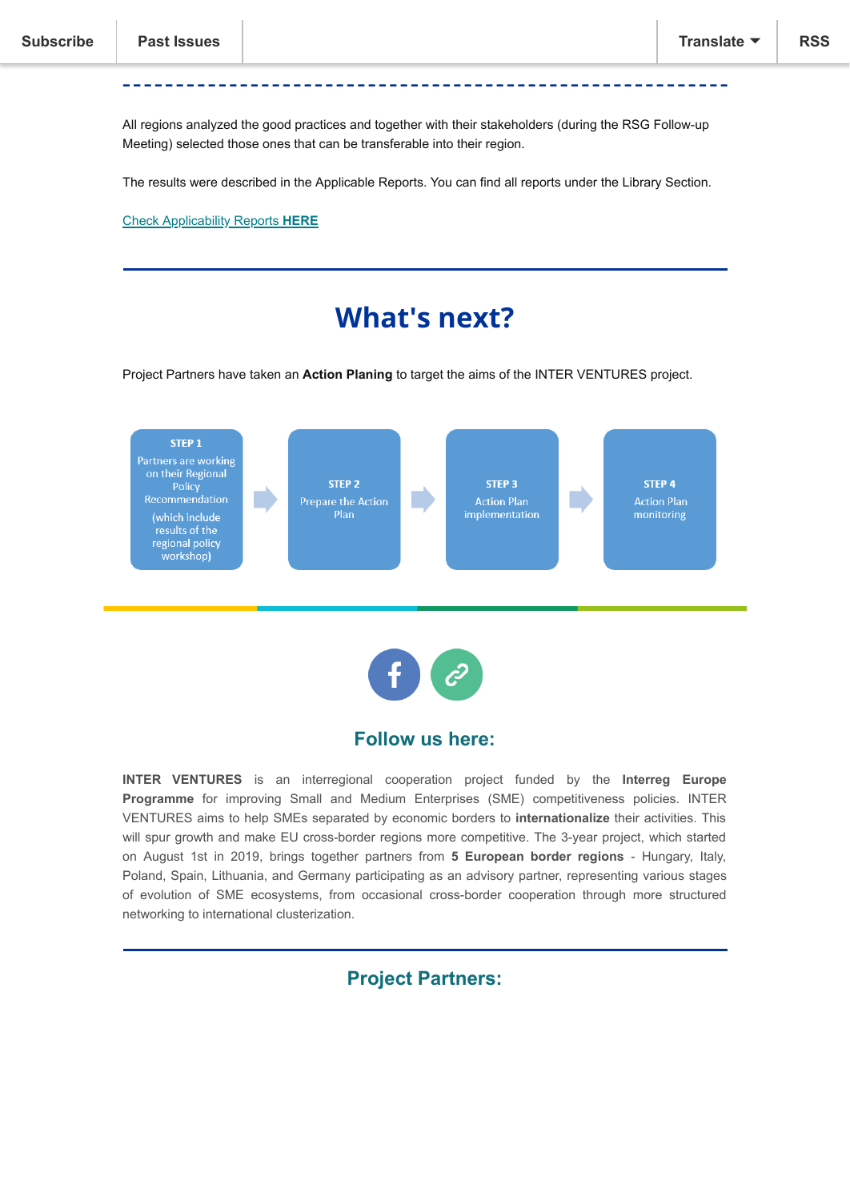Subscribe | Past Issues | Translate | RSS

All regions analyzed the good practices and together with their stakeholders (during the RSG Follow-up Meeting) selected those ones that can be transferable into their region.

The results were described in the Applicable Reports. You can find all reports under the Library Section.

Check Applicability Reports **HERE**

# What's next?

Project Partners have taken an **Action Planing** to target the aims of the INTER VENTURES project.

**STEP 1**
Partners are working on their Regional Policy Recommendation (which include results of the regional policy workshop)

→

**STEP 2**
Prepare the Action Plan

→

**STEP 3**
Action Plan implementation

→

**STEP 4**
Action Plan monitoring

## Follow us here:

**INTER VENTURES** is an interregional cooperation project funded by the **Interreg Europe Programme** for improving Small and Medium Enterprises (SME) competitiveness policies. INTER VENTURES aims to help SMEs separated by economic borders to **internationalize** their activities. This will spur growth and make EU cross-border regions more competitive. The 3-year project, which started on August 1st in 2019, brings together partners from **5 European border regions** - Hungary, Italy, Poland, Spain, Lithuania, and Germany participating as an advisory partner, representing various stages of evolution of SME ecosystems, from occasional cross-border cooperation through more structured networking to international clusterization.

## Project Partners: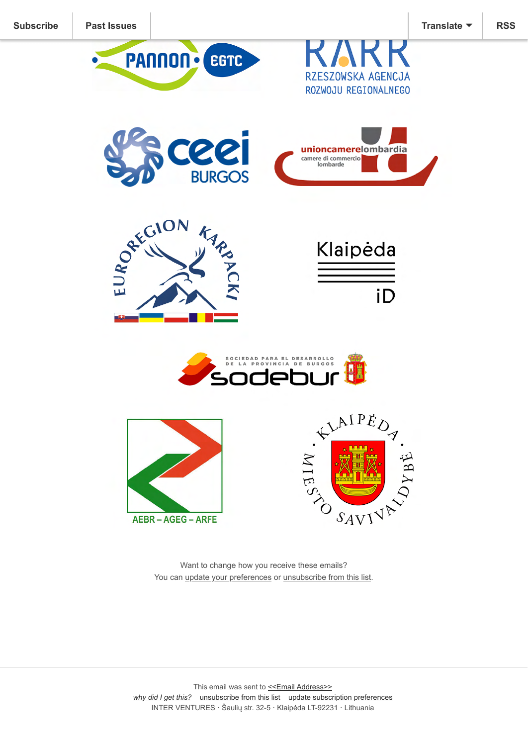Subscribe | Past Issues | Translate | RSS

Want to change how you receive these emails?
You can update your preferences or unsubscribe from this list.

This email was sent to <<Email Address>>
*why did I get this?* unsubscribe from this list update subscription preferences
INTER VENTURES · Šaulių str. 32-5 · Klaipėda LT-92231 · Lithuania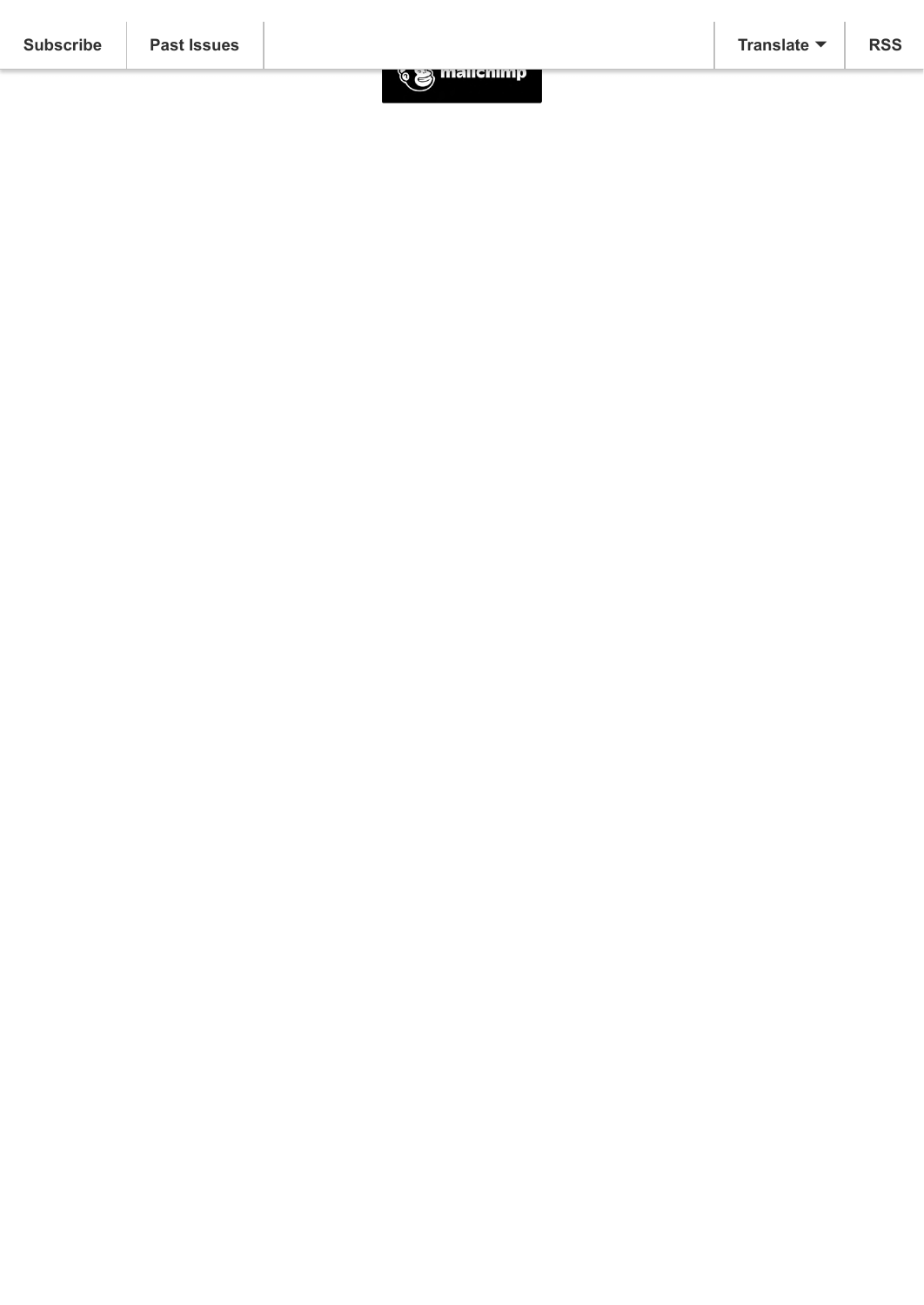Subscribe | Past Issues | Translate | RSS